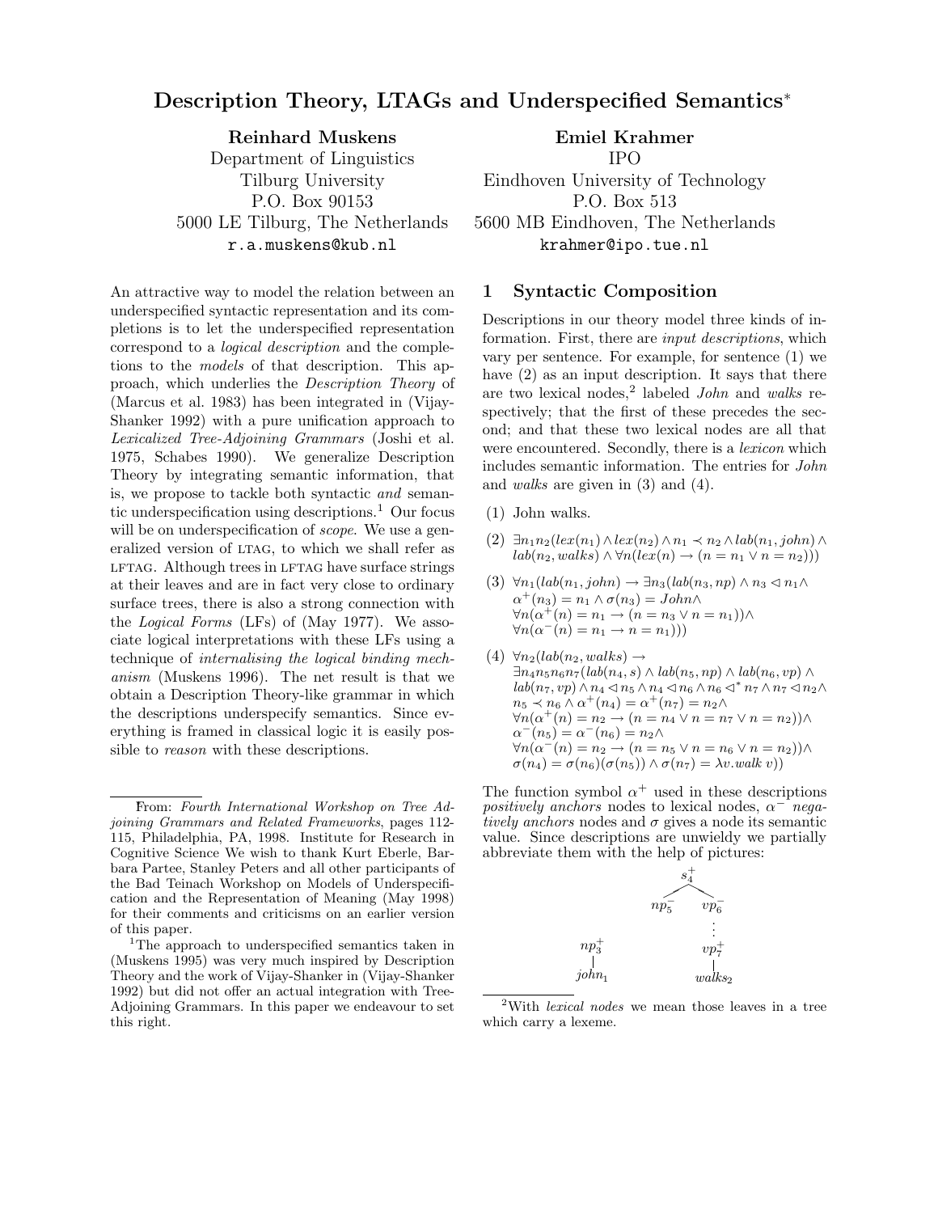# Description Theory, LTAGs and Underspecified Semantics*

**Reinhard Muskens**
Department of Linguistics
Tilburg University
P.O. Box 90153
5000 LE Tilburg, The Netherlands
`r.a.muskens@kub.nl`

**Emiel Krahmer**
IPO
Eindhoven University of Technology
P.O. Box 513
5600 MB Eindhoven, The Netherlands
`krahmer@ipo.tue.nl`

An attractive way to model the relation between an underspecified syntactic representation and its completions is to let the underspecified representation correspond to a *logical description* and the completions to the *models* of that description. This approach, which underlies the *Description Theory* of (Marcus et al. 1983) has been integrated in (Vijay-Shanker 1992) with a pure unification approach to *Lexicalized Tree-Adjoining Grammars* (Joshi et al. 1975, Schabes 1990). We generalize Description Theory by integrating semantic information, that is, we propose to tackle both syntactic *and* semantic underspecification using descriptions.[1] Our focus will be on underspecification of *scope*. We use a generalized version of LTAG, to which we shall refer as LFTAG. Although trees in LFTAG have surface strings at their leaves and are in fact very close to ordinary surface trees, there is also a strong connection with the *Logical Forms* (LFs) of (May 1977). We associate logical interpretations with these LFs using a technique of *internalising the logical binding mechanism* (Muskens 1996). The net result is that we obtain a Description Theory-like grammar in which the descriptions underspecify semantics. Since everything is framed in classical logic it is easily possible to *reason* with these descriptions.

## 1 Syntactic Composition

Descriptions in our theory model three kinds of information. First, there are *input descriptions*, which vary per sentence. For example, for sentence (1) we have (2) as an input description. It says that there are two lexical nodes,[2] labeled *John* and *walks* respectively; that the first of these precedes the second; and that these two lexical nodes are all that were encountered. Secondly, there is a *lexicon* which includes semantic information. The entries for *John* and *walks* are given in (3) and (4).

(1) John walks.

(2) $\exists n_1 n_2 (lex(n_1) \wedge lex(n_2) \wedge n_1 \prec n_2 \wedge lab(n_1, john) \wedge lab(n_2, walks) \wedge \forall n(lex(n) \rightarrow (n = n_1 \vee n = n_2)))$

(3) $\forall n_1 (lab(n_1, john) \rightarrow \exists n_3 (lab(n_3, np) \wedge n_3 \lhd n_1 \wedge \alpha^+(n_3) = n_1 \wedge \sigma(n_3) = John \wedge \forall n(\alpha^+(n) = n_1 \rightarrow (n = n_3 \vee n = n_1)) \wedge \forall n(\alpha^-(n) = n_1 \rightarrow n = n_1)))$

(4) $\forall n_2 (lab(n_2, walks) \rightarrow \exists n_4 n_5 n_6 n_7 (lab(n_4, s) \wedge lab(n_5, np) \wedge lab(n_6, vp) \wedge lab(n_7, vp) \wedge n_4 \lhd n_5 \wedge n_4 \lhd n_6 \wedge n_6 \lhd^* n_7 \wedge n_7 \lhd n_2 \wedge n_5 \prec n_6 \wedge \alpha^+(n_4) = \alpha^+(n_7) = n_2 \wedge \forall n(\alpha^+(n) = n_2 \rightarrow (n = n_4 \vee n = n_7 \vee n = n_2)) \wedge \alpha^-(n_5) = \alpha^-(n_6) = n_2 \wedge \forall n(\alpha^-(n) = n_2 \rightarrow (n = n_5 \vee n = n_6 \vee n = n_2)) \wedge \sigma(n_4) = \sigma(n_6)(\sigma(n_5)) \wedge \sigma(n_7) = \lambda v.walk\ v))$

The function symbol $\alpha^+$ used in these descriptions *positively anchors* nodes to lexical nodes, $\alpha^-$ *negatively anchors* nodes and $\sigma$ gives a node its semantic value. Since descriptions are unwieldy we partially abbreviate them with the help of pictures:

```
                      s4+
                     /   \
                  np5-   vp6-
                           :
       np3+               vp7+
        |                  |
      john1              walks2
```

---

*From: *Fourth International Workshop on Tree Adjoining Grammars and Related Frameworks*, pages 112-115, Philadelphia, PA, 1998. Institute for Research in Cognitive Science We wish to thank Kurt Eberle, Barbara Partee, Stanley Peters and all other participants of the Bad Teinach Workshop on Models of Underspecification and the Representation of Meaning (May 1998) for their comments and criticisms on an earlier version of this paper.

[1] The approach to underspecified semantics taken in (Muskens 1995) was very much inspired by Description Theory and the work of Vijay-Shanker in (Vijay-Shanker 1992) but did not offer an actual integration with Tree-Adjoining Grammars. In this paper we endeavour to set this right.

[2] With *lexical nodes* we mean those leaves in a tree which carry a lexeme.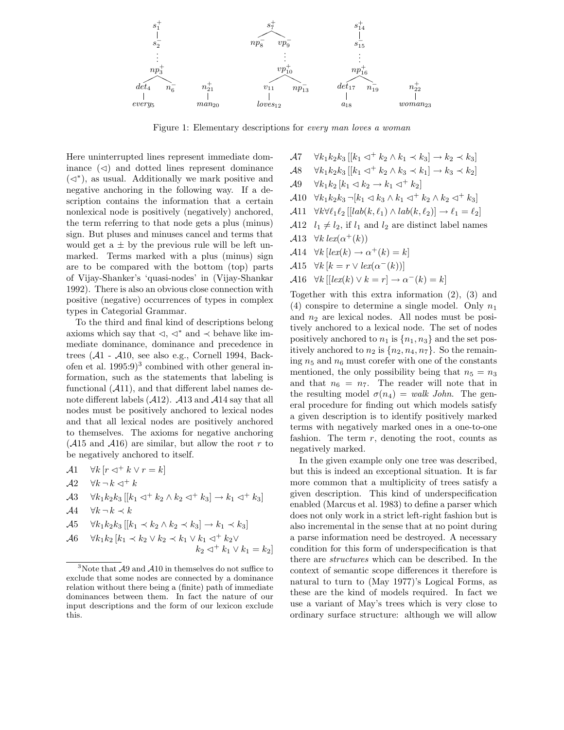Figure 1: Elementary descriptions for *every man loves a woman*

Here uninterrupted lines represent immediate dominance ($\lhd$) and dotted lines represent dominance ($\lhd^*$), as usual. Additionally we mark positive and negative anchoring in the following way. If a description contains the information that a certain nonlexical node is positively (negatively) anchored, the term referring to that node gets a plus (minus) sign. But pluses and minuses cancel and terms that would get a $\pm$ by the previous rule will be left unmarked. Terms marked with a plus (minus) sign are to be compared with the bottom (top) parts of Vijay-Shanker's 'quasi-nodes' in (Vijay-Shankar 1992). There is also an obvious close connection with positive (negative) occurrences of types in complex types in Categorial Grammar.

To the third and final kind of descriptions belong axioms which say that $\lhd$, $\lhd^*$ and $\prec$ behave like immediate dominance, dominance and precedence in trees ($\mathcal{A}1$ - $\mathcal{A}10$, see also e.g., Cornell 1994, Backofen et al. 1995:9)[3] combined with other general information, such as the statements that labeling is functional ($\mathcal{A}11$), and that different label names denote different labels ($\mathcal{A}12$). $\mathcal{A}13$ and $\mathcal{A}14$ say that all nodes must be positively anchored to lexical nodes and that all lexical nodes are positively anchored to themselves. The axioms for negative anchoring ($\mathcal{A}15$ and $\mathcal{A}16$) are similar, but allow the root $r$ to be negatively anchored to itself.

$\mathcal{A}1$ $\quad \forall k\, [r \lhd^+ k \vee r = k]$

$\mathcal{A}2$ $\quad \forall k\, \neg k \lhd^+ k$

$\mathcal{A}3$ $\quad \forall k_1 k_2 k_3\, [[k_1 \lhd^+ k_2 \wedge k_2 \lhd^+ k_3] \rightarrow k_1 \lhd^+ k_3]$

$\mathcal{A}4$ $\quad \forall k\, \neg k \prec k$

$\mathcal{A}5$ $\quad \forall k_1 k_2 k_3\, [[k_1 \prec k_2 \wedge k_2 \prec k_3] \rightarrow k_1 \prec k_3]$

$\mathcal{A}6$ $\quad \forall k_1 k_2\, [k_1 \prec k_2 \vee k_2 \prec k_1 \vee k_1 \lhd^+ k_2 \vee k_2 \lhd^+ k_1 \vee k_1 = k_2]$

$\mathcal{A}7$ $\quad \forall k_1 k_2 k_3\, [[k_1 \lhd^+ k_2 \wedge k_1 \prec k_3] \rightarrow k_2 \prec k_3]$

$\mathcal{A}8$ $\quad \forall k_1 k_2 k_3\, [[k_1 \lhd^+ k_2 \wedge k_3 \prec k_1] \rightarrow k_3 \prec k_2]$

$\mathcal{A}9$ $\quad \forall k_1 k_2\, [k_1 \lhd k_2 \rightarrow k_1 \lhd^+ k_2]$

$\mathcal{A}10$ $\quad \forall k_1 k_2 k_3\, \neg[k_1 \lhd k_3 \wedge k_1 \lhd^+ k_2 \wedge k_2 \lhd^+ k_3]$

$\mathcal{A}11$ $\quad \forall k \forall \ell_1 \ell_2\, [[lab(k, \ell_1) \wedge lab(k, \ell_2)] \rightarrow \ell_1 = \ell_2]$

$\mathcal{A}12$ $\quad l_1 \neq l_2$, if $l_1$ and $l_2$ are distinct label names

$\mathcal{A}13$ $\quad \forall k\, lex(\alpha^+(k))$

$\mathcal{A}14$ $\quad \forall k\, [lex(k) \rightarrow \alpha^+(k) = k]$

$\mathcal{A}15$ $\quad \forall k\, [k = r \vee lex(\alpha^-(k))]$

$\mathcal{A}16$ $\quad \forall k\, [[lex(k) \vee k = r] \rightarrow \alpha^-(k) = k]$

Together with this extra information (2), (3) and (4) conspire to determine a single model. Only $n_1$ and $n_2$ are lexical nodes. All nodes must be positively anchored to a lexical node. The set of nodes positively anchored to $n_1$ is $\{n_1, n_3\}$ and the set positively anchored to $n_2$ is $\{n_2, n_4, n_7\}$. So the remaining $n_5$ and $n_6$ must corefer with one of the constants mentioned, the only possibility being that $n_5 = n_3$ and that $n_6 = n_7$. The reader will note that in the resulting model $\sigma(n_4) =$ *walk John*. The general procedure for finding out which models satisfy a given description is to identify positively marked terms with negatively marked ones in a one-to-one fashion. The term $r$, denoting the root, counts as negatively marked.

In the given example only one tree was described, but this is indeed an exceptional situation. It is far more common that a multiplicity of trees satisfy a given description. This kind of underspecification enabled (Marcus et al. 1983) to define a parser which does not only work in a strict left-right fashion but is also incremental in the sense that at no point during a parse information need be destroyed. A necessary condition for this form of underspecification is that there are *structures* which can be described. In the context of semantic scope differences it therefore is natural to turn to (May 1977)'s Logical Forms, as these are the kind of models required. In fact we use a variant of May's trees which is very close to ordinary surface structure: although we will allow

[3] Note that $\mathcal{A}9$ and $\mathcal{A}10$ in themselves do not suffice to exclude that some nodes are connected by a dominance relation without there being a (finite) path of immediate dominances between them. In fact the nature of our input descriptions and the form of our lexicon exclude this.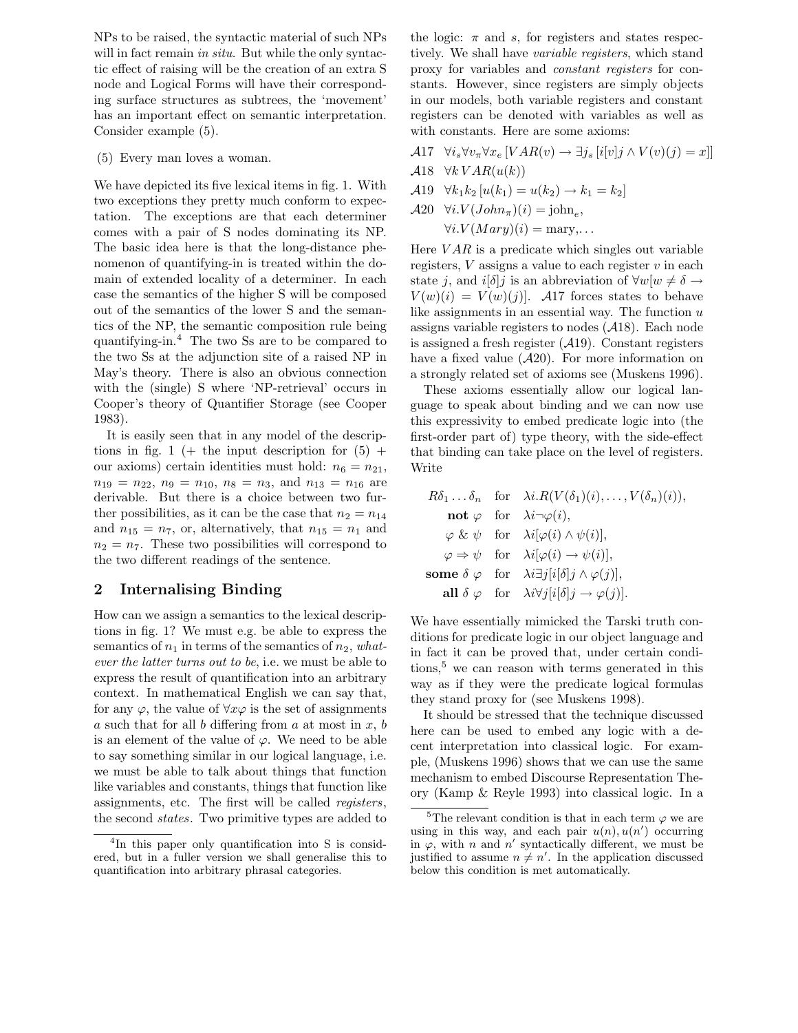NPs to be raised, the syntactic material of such NPs will in fact remain *in situ*. But while the only syntactic effect of raising will be the creation of an extra S node and Logical Forms will have their corresponding surface structures as subtrees, the 'movement' has an important effect on semantic interpretation. Consider example (5).

(5) Every man loves a woman.

We have depicted its five lexical items in fig. 1. With two exceptions they pretty much conform to expectation. The exceptions are that each determiner comes with a pair of S nodes dominating its NP. The basic idea here is that the long-distance phenomenon of quantifying-in is treated within the domain of extended locality of a determiner. In each case the semantics of the higher S will be composed out of the semantics of the lower S and the semantics of the NP, the semantic composition rule being quantifying-in.[4] The two Ss are to be compared to the two Ss at the adjunction site of a raised NP in May's theory. There is also an obvious connection with the (single) S where 'NP-retrieval' occurs in Cooper's theory of Quantifier Storage (see Cooper 1983).

It is easily seen that in any model of the descriptions in fig. 1 (+ the input description for (5) + our axioms) certain identities must hold: $n_6 = n_{21}$, $n_{19} = n_{22}$, $n_9 = n_{10}$, $n_8 = n_3$, and $n_{13} = n_{16}$ are derivable. But there is a choice between two further possibilities, as it can be the case that $n_2 = n_{14}$ and $n_{15} = n_7$, or, alternatively, that $n_{15} = n_1$ and $n_2 = n_7$. These two possibilities will correspond to the two different readings of the sentence.

## 2 Internalising Binding

How can we assign a semantics to the lexical descriptions in fig. 1? We must e.g. be able to express the semantics of $n_1$ in terms of the semantics of $n_2$, *whatever the latter turns out to be*, i.e. we must be able to express the result of quantification into an arbitrary context. In mathematical English we can say that, for any $\varphi$, the value of $\forall x\varphi$ is the set of assignments $a$ such that for all $b$ differing from $a$ at most in $x$, $b$ is an element of the value of $\varphi$. We need to be able to say something similar in our logical language, i.e. we must be able to talk about things that function like variables and constants, things that function like assignments, etc. The first will be called *registers*, the second *states*. Two primitive types are added to the logic: $\pi$ and $s$, for registers and states respectively. We shall have *variable registers*, which stand proxy for variables and *constant registers* for constants. However, since registers are simply objects in our models, both variable registers and constant registers can be denoted with variables as well as with constants. Here are some axioms:

$\mathcal{A}17$ $\forall i_s \forall v_\pi \forall x_e\, [VAR(v) \rightarrow \exists j_s\, [i[v]j \wedge V(v)(j) = x]]$

$\mathcal{A}18$ $\forall k\, VAR(u(k))$

$\mathcal{A}19$ $\forall k_1 k_2\, [u(k_1) = u(k_2) \rightarrow k_1 = k_2]$

$\mathcal{A}20$ $\forall i.V(John_\pi)(i) = \text{john}_e$,
$\forall i.V(Mary)(i) = \text{mary}, \ldots$

Here $VAR$ is a predicate which singles out variable registers, $V$ assigns a value to each register $v$ in each state $j$, and $i[\delta]j$ is an abbreviation of $\forall w[w \neq \delta \rightarrow V(w)(i) = V(w)(j)]$. $\mathcal{A}17$ forces states to behave like assignments in an essential way. The function $u$ assigns variable registers to nodes ($\mathcal{A}18$). Each node is assigned a fresh register ($\mathcal{A}19$). Constant registers have a fixed value ($\mathcal{A}20$). For more information on a strongly related set of axioms see (Muskens 1996).

These axioms essentially allow our logical language to speak about binding and we can now use this expressivity to embed predicate logic into (the first-order part of) type theory, with the side-effect that binding can take place on the level of registers. Write

$$
\begin{array}{rll}
R\delta_1 \ldots \delta_n & \text{for} & \lambda i.R(V(\delta_1)(i), \ldots, V(\delta_n)(i)), \\
\textbf{not}\ \varphi & \text{for} & \lambda i \neg \varphi(i), \\
\varphi\ \&\ \psi & \text{for} & \lambda i[\varphi(i) \wedge \psi(i)], \\
\varphi \Rightarrow \psi & \text{for} & \lambda i[\varphi(i) \rightarrow \psi(i)], \\
\textbf{some}\ \delta\ \varphi & \text{for} & \lambda i \exists j[i[\delta]j \wedge \varphi(j)], \\
\textbf{all}\ \delta\ \varphi & \text{for} & \lambda i \forall j[i[\delta]j \rightarrow \varphi(j)].
\end{array}
$$

We have essentially mimicked the Tarski truth conditions for predicate logic in our object language and in fact it can be proved that, under certain conditions,[5] we can reason with terms generated in this way as if they were the predicate logical formulas they stand proxy for (see Muskens 1998).

It should be stressed that the technique discussed here can be used to embed any logic with a decent interpretation into classical logic. For example, (Muskens 1996) shows that we can use the same mechanism to embed Discourse Representation Theory (Kamp & Reyle 1993) into classical logic. In a

[4] In this paper only quantification into S is considered, but in a fuller version we shall generalise this to quantification into arbitrary phrasal categories.

[5] The relevant condition is that in each term $\varphi$ we are using in this way, and each pair $u(n), u(n')$ occurring in $\varphi$, with $n$ and $n'$ syntactically different, we must be justified to assume $n \neq n'$. In the application discussed below this condition is met automatically.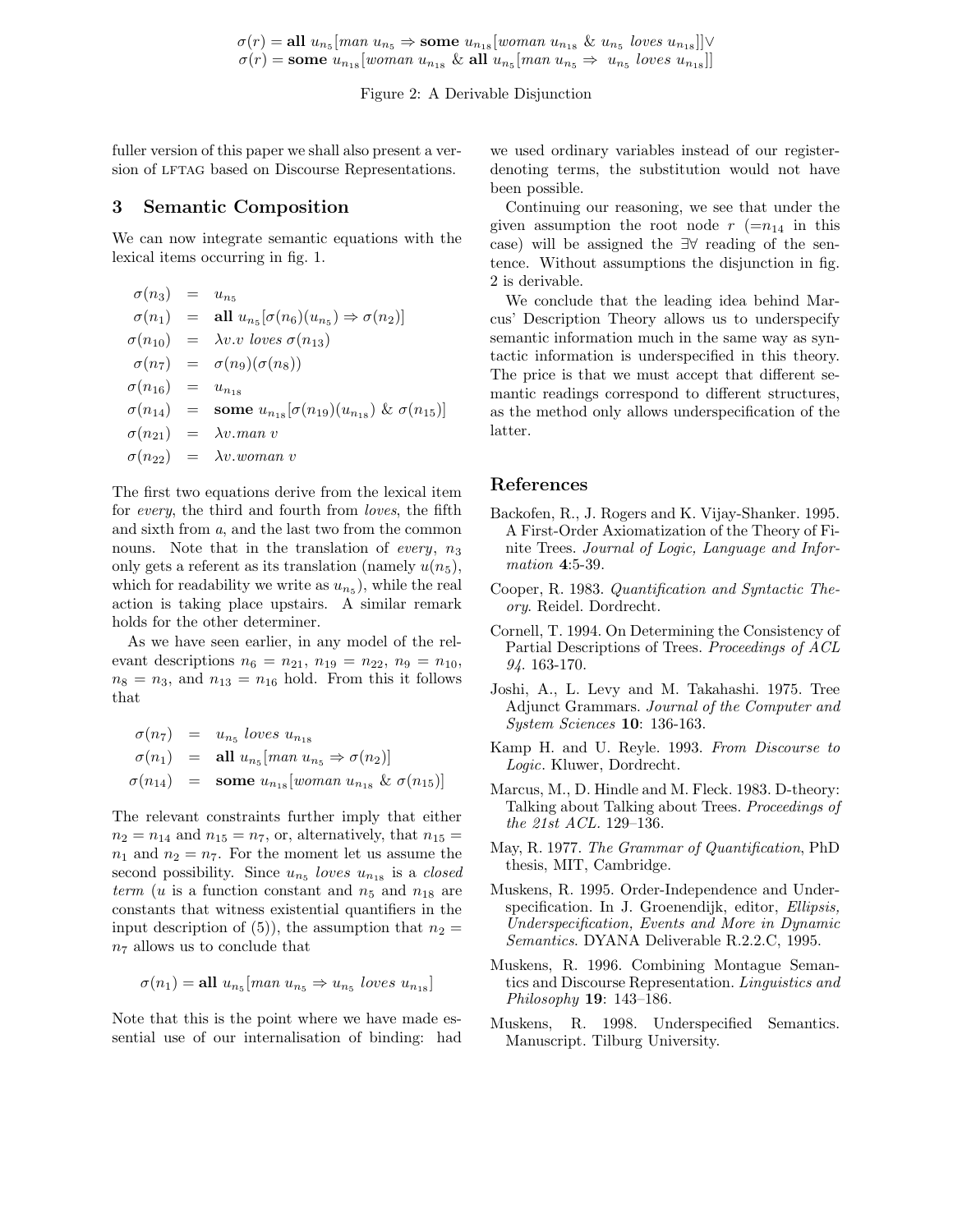$$\sigma(r) = \textbf{all } u_{n_5}[man\ u_{n_5} \Rightarrow \textbf{some } u_{n_{18}}[woman\ u_{n_{18}}\ \&\ u_{n_5}\ loves\ u_{n_{18}}]] \vee$$
$$\sigma(r) = \textbf{some } u_{n_{18}}[woman\ u_{n_{18}}\ \&\ \textbf{all } u_{n_5}[man\ u_{n_5} \Rightarrow\ u_{n_5}\ loves\ u_{n_{18}}]]$$

Figure 2: A Derivable Disjunction

fuller version of this paper we shall also present a version of LFTAG based on Discourse Representations.

## 3 Semantic Composition

We can now integrate semantic equations with the lexical items occurring in fig. 1.

$$\begin{aligned}
\sigma(n_3) &= u_{n_5} \\
\sigma(n_1) &= \textbf{all } u_{n_5}[\sigma(n_6)(u_{n_5}) \Rightarrow \sigma(n_2)] \\
\sigma(n_{10}) &= \lambda v.v\ loves\ \sigma(n_{13}) \\
\sigma(n_7) &= \sigma(n_9)(\sigma(n_8)) \\
\sigma(n_{16}) &= u_{n_{18}} \\
\sigma(n_{14}) &= \textbf{some } u_{n_{18}}[\sigma(n_{19})(u_{n_{18}})\ \&\ \sigma(n_{15})] \\
\sigma(n_{21}) &= \lambda v.man\ v \\
\sigma(n_{22}) &= \lambda v.woman\ v
\end{aligned}$$

The first two equations derive from the lexical item for *every*, the third and fourth from *loves*, the fifth and sixth from *a*, and the last two from the common nouns. Note that in the translation of *every*, $n_3$ only gets a referent as its translation (namely $u(n_5)$, which for readability we write as $u_{n_5}$), while the real action is taking place upstairs. A similar remark holds for the other determiner.

As we have seen earlier, in any model of the relevant descriptions $n_6 = n_{21}$, $n_{19} = n_{22}$, $n_9 = n_{10}$, $n_8 = n_3$, and $n_{13} = n_{16}$ hold. From this it follows that

$$\begin{aligned}
\sigma(n_7) &= u_{n_5}\ loves\ u_{n_{18}} \\
\sigma(n_1) &= \textbf{all } u_{n_5}[man\ u_{n_5} \Rightarrow \sigma(n_2)] \\
\sigma(n_{14}) &= \textbf{some } u_{n_{18}}[woman\ u_{n_{18}}\ \&\ \sigma(n_{15})]
\end{aligned}$$

The relevant constraints further imply that either $n_2 = n_{14}$ and $n_{15} = n_7$, or, alternatively, that $n_{15} = n_1$ and $n_2 = n_7$. For the moment let us assume the second possibility. Since $u_{n_5}\ loves\ u_{n_{18}}$ is a *closed term* ($u$ is a function constant and $n_5$ and $n_{18}$ are constants that witness existential quantifiers in the input description of (5)), the assumption that $n_2 = n_7$ allows us to conclude that

$$\sigma(n_1) = \textbf{all } u_{n_5}[man\ u_{n_5} \Rightarrow u_{n_5}\ loves\ u_{n_{18}}]$$

Note that this is the point where we have made essential use of our internalisation of binding: had we used ordinary variables instead of our register-denoting terms, the substitution would not have been possible.

Continuing our reasoning, we see that under the given assumption the root node $r$ ($=n_{14}$ in this case) will be assigned the $\exists\forall$ reading of the sentence. Without assumptions the disjunction in fig. 2 is derivable.

We conclude that the leading idea behind Marcus' Description Theory allows us to underspecify semantic information much in the same way as syntactic information is underspecified in this theory. The price is that we must accept that different semantic readings correspond to different structures, as the method only allows underspecification of the latter.

## References

Backofen, R., J. Rogers and K. Vijay-Shanker. 1995. A First-Order Axiomatization of the Theory of Finite Trees. *Journal of Logic, Language and Information* **4**:5-39.

Cooper, R. 1983. *Quantification and Syntactic Theory*. Reidel. Dordrecht.

Cornell, T. 1994. On Determining the Consistency of Partial Descriptions of Trees. *Proceedings of ACL 94*. 163-170.

Joshi, A., L. Levy and M. Takahashi. 1975. Tree Adjunct Grammars. *Journal of the Computer and System Sciences* **10**: 136-163.

Kamp H. and U. Reyle. 1993. *From Discourse to Logic*. Kluwer, Dordrecht.

Marcus, M., D. Hindle and M. Fleck. 1983. D-theory: Talking about Talking about Trees. *Proceedings of the 21st ACL*. 129–136.

May, R. 1977. *The Grammar of Quantification*, PhD thesis, MIT, Cambridge.

Muskens, R. 1995. Order-Independence and Underspecification. In J. Groenendijk, editor, *Ellipsis, Underspecification, Events and More in Dynamic Semantics*. DYANA Deliverable R.2.2.C, 1995.

Muskens, R. 1996. Combining Montague Semantics and Discourse Representation. *Linguistics and Philosophy* **19**: 143–186.

Muskens, R. 1998. Underspecified Semantics. Manuscript. Tilburg University.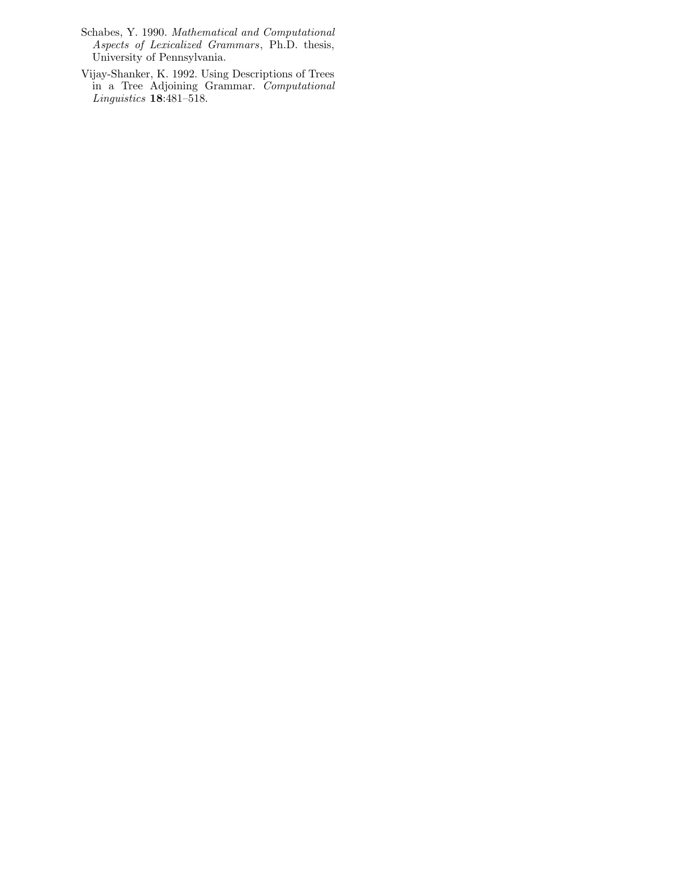Schabes, Y. 1990. *Mathematical and Computational Aspects of Lexicalized Grammars*, Ph.D. thesis, University of Pennsylvania.

Vijay-Shanker, K. 1992. Using Descriptions of Trees in a Tree Adjoining Grammar. *Computational Linguistics* **18**:481–518.